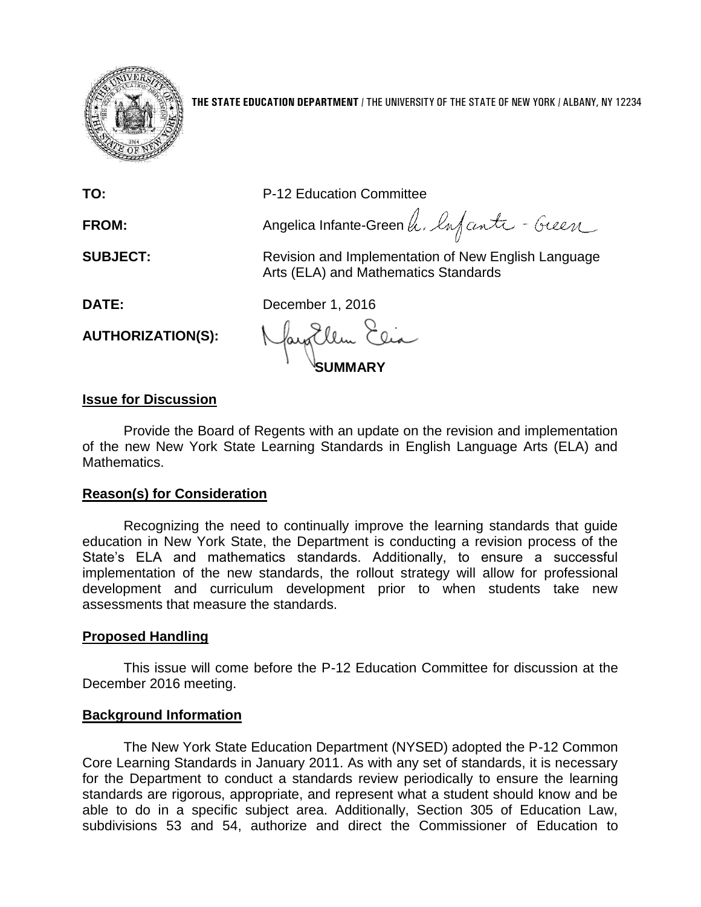**THE STATE EDUCATION DEPARTMENT** / THE UNIVERSITY OF THE STATE OF NEW YORK / ALBANY, NY 12234

**TO:** P-12 Education Committee

**FROM:** Angelica Infante-Green

**SUBJECT:** Revision and Implementation of New English Language Arts (ELA) and Mathematics Standards

**DATE:** December 1, 2016

**AUTHORIZATION(S):**

## SUMMARY

### Issue for Discussion

Provide the Board of Regents with an update on the revision and implementation of the new New York State Learning Standards in English Language Arts (ELA) and Mathematics.

### Reason(s) for Consideration

Recognizing the need to continually improve the learning standards that guide education in New York State, the Department is conducting a revision process of the State's ELA and mathematics standards. Additionally, to ensure a successful implementation of the new standards, the rollout strategy will allow for professional development and curriculum development prior to when students take new assessments that measure the standards.

### Proposed Handling

This issue will come before the P-12 Education Committee for discussion at the December 2016 meeting.

### Background Information

The New York State Education Department (NYSED) adopted the P-12 Common Core Learning Standards in January 2011. As with any set of standards, it is necessary for the Department to conduct a standards review periodically to ensure the learning standards are rigorous, appropriate, and represent what a student should know and be able to do in a specific subject area. Additionally, Section 305 of Education Law, subdivisions 53 and 54, authorize and direct the Commissioner of Education to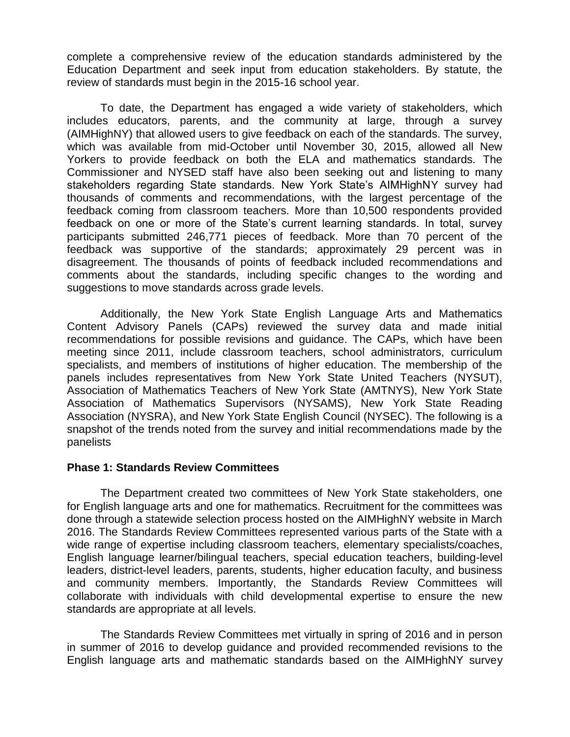complete a comprehensive review of the education standards administered by the Education Department and seek input from education stakeholders. By statute, the review of standards must begin in the 2015-16 school year.

To date, the Department has engaged a wide variety of stakeholders, which includes educators, parents, and the community at large, through a survey (AIMHighNY) that allowed users to give feedback on each of the standards. The survey, which was available from mid-October until November 30, 2015, allowed all New Yorkers to provide feedback on both the ELA and mathematics standards. The Commissioner and NYSED staff have also been seeking out and listening to many stakeholders regarding State standards. New York State's AIMHighNY survey had thousands of comments and recommendations, with the largest percentage of the feedback coming from classroom teachers. More than 10,500 respondents provided feedback on one or more of the State's current learning standards. In total, survey participants submitted 246,771 pieces of feedback. More than 70 percent of the feedback was supportive of the standards; approximately 29 percent was in disagreement. The thousands of points of feedback included recommendations and comments about the standards, including specific changes to the wording and suggestions to move standards across grade levels.

Additionally, the New York State English Language Arts and Mathematics Content Advisory Panels (CAPs) reviewed the survey data and made initial recommendations for possible revisions and guidance. The CAPs, which have been meeting since 2011, include classroom teachers, school administrators, curriculum specialists, and members of institutions of higher education. The membership of the panels includes representatives from New York State United Teachers (NYSUT), Association of Mathematics Teachers of New York State (AMTNYS), New York State Association of Mathematics Supervisors (NYSAMS), New York State Reading Association (NYSRA), and New York State English Council (NYSEC). The following is a snapshot of the trends noted from the survey and initial recommendations made by the panelists

**Phase 1: Standards Review Committees**

The Department created two committees of New York State stakeholders, one for English language arts and one for mathematics. Recruitment for the committees was done through a statewide selection process hosted on the AIMHighNY website in March 2016. The Standards Review Committees represented various parts of the State with a wide range of expertise including classroom teachers, elementary specialists/coaches, English language learner/bilingual teachers, special education teachers, building-level leaders, district-level leaders, parents, students, higher education faculty, and business and community members. Importantly, the Standards Review Committees will collaborate with individuals with child developmental expertise to ensure the new standards are appropriate at all levels.

The Standards Review Committees met virtually in spring of 2016 and in person in summer of 2016 to develop guidance and provided recommended revisions to the English language arts and mathematic standards based on the AIMHighNY survey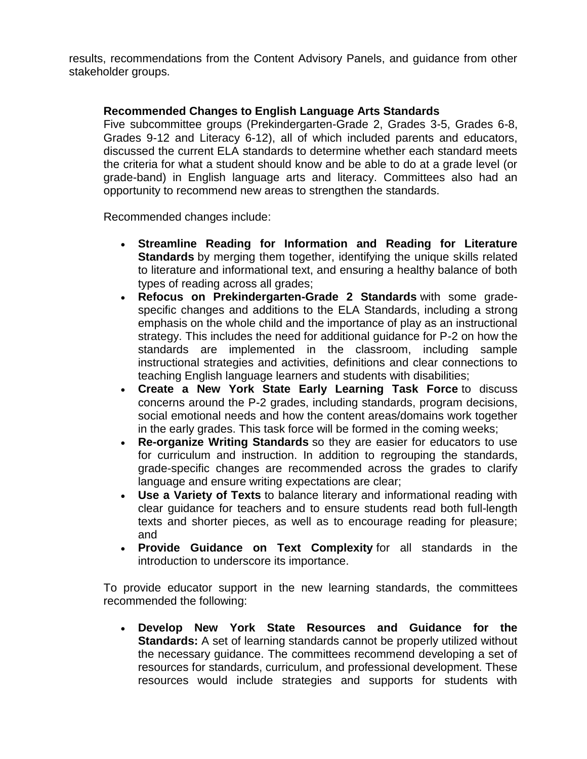results, recommendations from the Content Advisory Panels, and guidance from other stakeholder groups.

**Recommended Changes to English Language Arts Standards**

Five subcommittee groups (Prekindergarten-Grade 2, Grades 3-5, Grades 6-8, Grades 9-12 and Literacy 6-12), all of which included parents and educators, discussed the current ELA standards to determine whether each standard meets the criteria for what a student should know and be able to do at a grade level (or grade-band) in English language arts and literacy. Committees also had an opportunity to recommend new areas to strengthen the standards.

Recommended changes include:

- **Streamline Reading for Information and Reading for Literature Standards** by merging them together, identifying the unique skills related to literature and informational text, and ensuring a healthy balance of both types of reading across all grades;
- **Refocus on Prekindergarten-Grade 2 Standards** with some grade-specific changes and additions to the ELA Standards, including a strong emphasis on the whole child and the importance of play as an instructional strategy. This includes the need for additional guidance for P-2 on how the standards are implemented in the classroom, including sample instructional strategies and activities, definitions and clear connections to teaching English language learners and students with disabilities;
- **Create a New York State Early Learning Task Force** to discuss concerns around the P-2 grades, including standards, program decisions, social emotional needs and how the content areas/domains work together in the early grades. This task force will be formed in the coming weeks;
- **Re-organize Writing Standards** so they are easier for educators to use for curriculum and instruction. In addition to regrouping the standards, grade-specific changes are recommended across the grades to clarify language and ensure writing expectations are clear;
- **Use a Variety of Texts** to balance literary and informational reading with clear guidance for teachers and to ensure students read both full-length texts and shorter pieces, as well as to encourage reading for pleasure; and
- **Provide Guidance on Text Complexity** for all standards in the introduction to underscore its importance.

To provide educator support in the new learning standards, the committees recommended the following:

- **Develop New York State Resources and Guidance for the Standards:** A set of learning standards cannot be properly utilized without the necessary guidance. The committees recommend developing a set of resources for standards, curriculum, and professional development. These resources would include strategies and supports for students with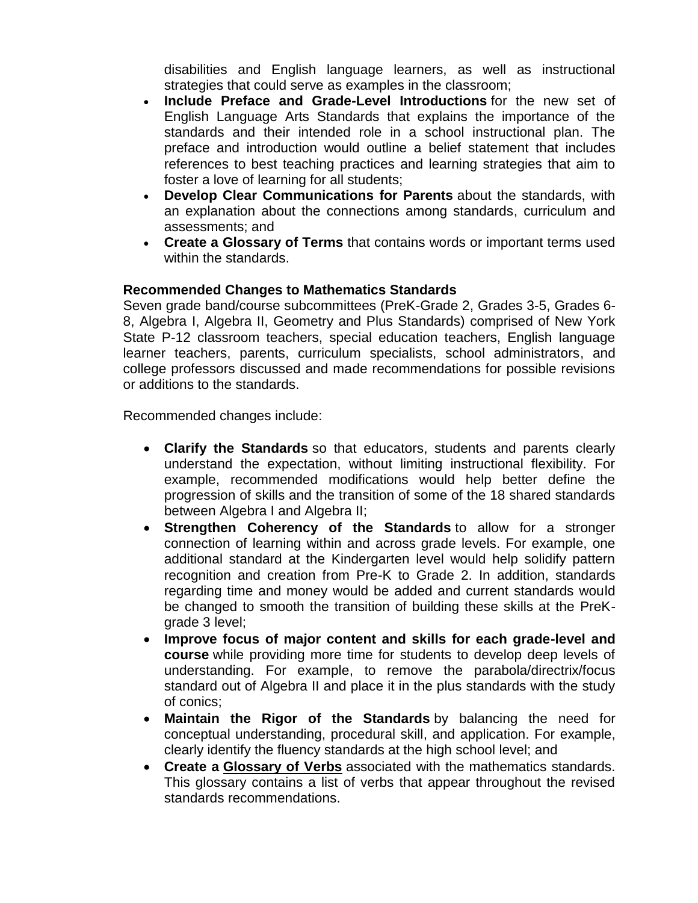disabilities and English language learners, as well as instructional strategies that could serve as examples in the classroom;

- **Include Preface and Grade-Level Introductions** for the new set of English Language Arts Standards that explains the importance of the standards and their intended role in a school instructional plan. The preface and introduction would outline a belief statement that includes references to best teaching practices and learning strategies that aim to foster a love of learning for all students;
- **Develop Clear Communications for Parents** about the standards, with an explanation about the connections among standards, curriculum and assessments; and
- **Create a Glossary of Terms** that contains words or important terms used within the standards.

**Recommended Changes to Mathematics Standards**

Seven grade band/course subcommittees (PreK-Grade 2, Grades 3-5, Grades 6-8, Algebra I, Algebra II, Geometry and Plus Standards) comprised of New York State P-12 classroom teachers, special education teachers, English language learner teachers, parents, curriculum specialists, school administrators, and college professors discussed and made recommendations for possible revisions or additions to the standards.

Recommended changes include:

- **Clarify the Standards** so that educators, students and parents clearly understand the expectation, without limiting instructional flexibility. For example, recommended modifications would help better define the progression of skills and the transition of some of the 18 shared standards between Algebra I and Algebra II;
- **Strengthen Coherency of the Standards** to allow for a stronger connection of learning within and across grade levels. For example, one additional standard at the Kindergarten level would help solidify pattern recognition and creation from Pre-K to Grade 2. In addition, standards regarding time and money would be added and current standards would be changed to smooth the transition of building these skills at the PreK-grade 3 level;
- **Improve focus of major content and skills for each grade-level and course** while providing more time for students to develop deep levels of understanding. For example, to remove the parabola/directrix/focus standard out of Algebra II and place it in the plus standards with the study of conics;
- **Maintain the Rigor of the Standards** by balancing the need for conceptual understanding, procedural skill, and application. For example, clearly identify the fluency standards at the high school level; and
- **Create a Glossary of Verbs** associated with the mathematics standards. This glossary contains a list of verbs that appear throughout the revised standards recommendations.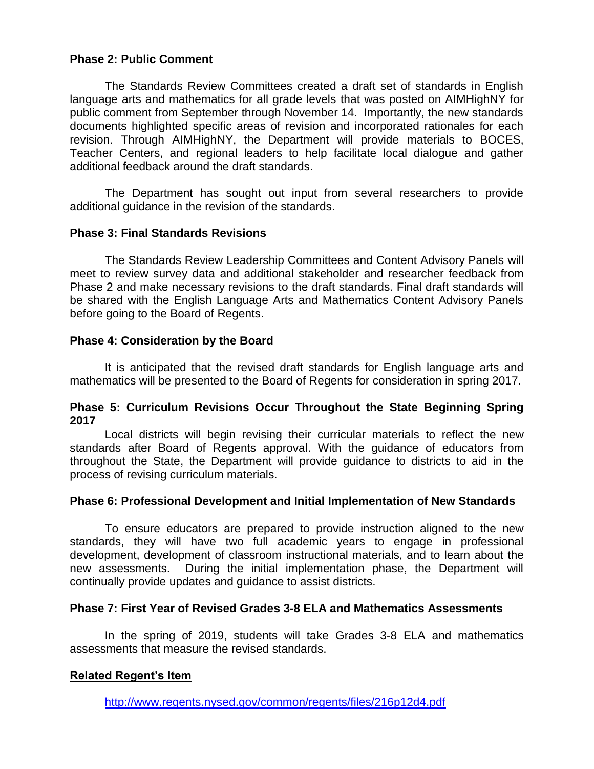**Phase 2: Public Comment**

The Standards Review Committees created a draft set of standards in English language arts and mathematics for all grade levels that was posted on AIMHighNY for public comment from September through November 14. Importantly, the new standards documents highlighted specific areas of revision and incorporated rationales for each revision. Through AIMHighNY, the Department will provide materials to BOCES, Teacher Centers, and regional leaders to help facilitate local dialogue and gather additional feedback around the draft standards.

The Department has sought out input from several researchers to provide additional guidance in the revision of the standards.

**Phase 3: Final Standards Revisions**

The Standards Review Leadership Committees and Content Advisory Panels will meet to review survey data and additional stakeholder and researcher feedback from Phase 2 and make necessary revisions to the draft standards. Final draft standards will be shared with the English Language Arts and Mathematics Content Advisory Panels before going to the Board of Regents.

**Phase 4: Consideration by the Board**

It is anticipated that the revised draft standards for English language arts and mathematics will be presented to the Board of Regents for consideration in spring 2017.

**Phase 5: Curriculum Revisions Occur Throughout the State Beginning Spring 2017**

Local districts will begin revising their curricular materials to reflect the new standards after Board of Regents approval. With the guidance of educators from throughout the State, the Department will provide guidance to districts to aid in the process of revising curriculum materials.

**Phase 6: Professional Development and Initial Implementation of New Standards**

To ensure educators are prepared to provide instruction aligned to the new standards, they will have two full academic years to engage in professional development, development of classroom instructional materials, and to learn about the new assessments. During the initial implementation phase, the Department will continually provide updates and guidance to assist districts.

**Phase 7: First Year of Revised Grades 3-8 ELA and Mathematics Assessments**

In the spring of 2019, students will take Grades 3-8 ELA and mathematics assessments that measure the revised standards.

**Related Regent's Item**

http://www.regents.nysed.gov/common/regents/files/216p12d4.pdf